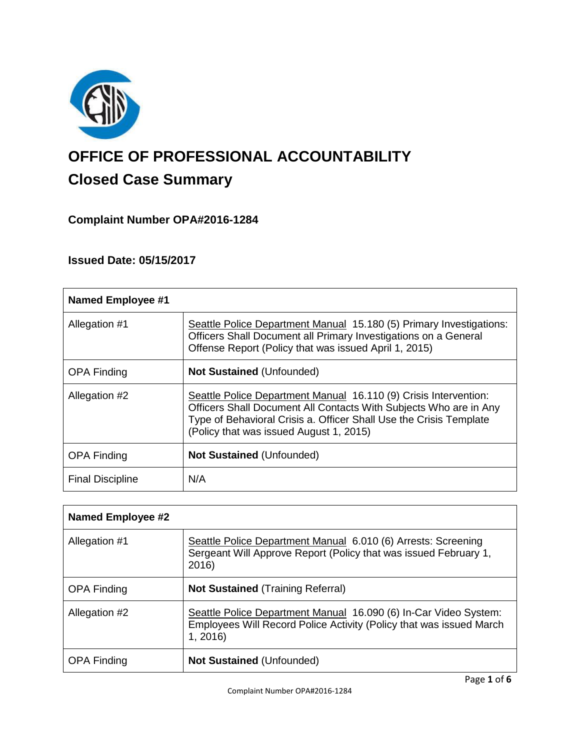# OFFICE OF PROFESSIONAL ACCOUNTABILITY

## Closed Case Summary

### Complaint Number OPA#2016-1284

### Issued Date: 05/15/2017

| **Named Employee #1** | |
|---|---|
| Allegation #1 | Seattle Police Department Manual 15.180 (5) Primary Investigations: Officers Shall Document all Primary Investigations on a General Offense Report (Policy that was issued April 1, 2015) |
| OPA Finding | **Not Sustained** (Unfounded) |
| Allegation #2 | Seattle Police Department Manual 16.110 (9) Crisis Intervention: Officers Shall Document All Contacts With Subjects Who are in Any Type of Behavioral Crisis a. Officer Shall Use the Crisis Template (Policy that was issued August 1, 2015) |
| OPA Finding | **Not Sustained** (Unfounded) |
| Final Discipline | N/A |

| **Named Employee #2** | |
|---|---|
| Allegation #1 | Seattle Police Department Manual 6.010 (6) Arrests: Screening Sergeant Will Approve Report (Policy that was issued February 1, 2016) |
| OPA Finding | **Not Sustained** (Training Referral) |
| Allegation #2 | Seattle Police Department Manual 16.090 (6) In-Car Video System: Employees Will Record Police Activity (Policy that was issued March 1, 2016) |
| OPA Finding | **Not Sustained** (Unfounded) |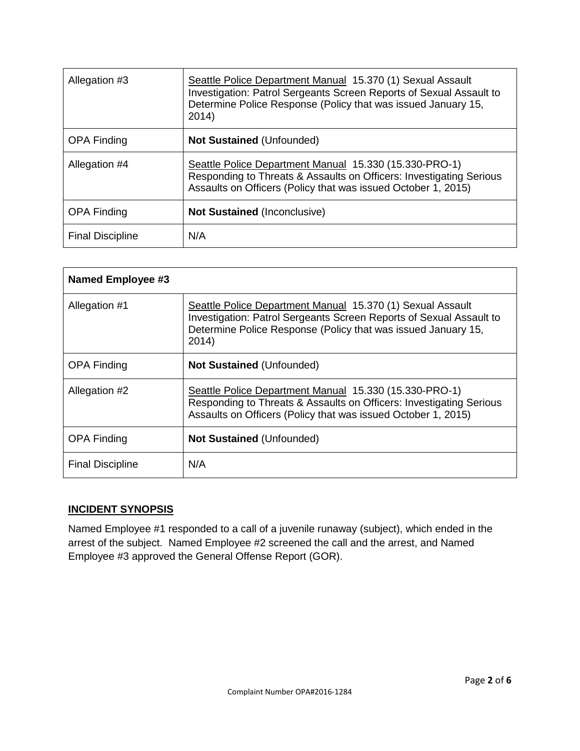| Allegation #3 | Seattle Police Department Manual 15.370 (1) Sexual Assault Investigation: Patrol Sergeants Screen Reports of Sexual Assault to Determine Police Response (Policy that was issued January 15, 2014) |
|---|---|
| OPA Finding | **Not Sustained** (Unfounded) |
| Allegation #4 | Seattle Police Department Manual 15.330 (15.330-PRO-1) Responding to Threats & Assaults on Officers: Investigating Serious Assaults on Officers (Policy that was issued October 1, 2015) |
| OPA Finding | **Not Sustained** (Inconclusive) |
| Final Discipline | N/A |

| **Named Employee #3** | |
|---|---|
| Allegation #1 | Seattle Police Department Manual 15.370 (1) Sexual Assault Investigation: Patrol Sergeants Screen Reports of Sexual Assault to Determine Police Response (Policy that was issued January 15, 2014) |
| OPA Finding | **Not Sustained** (Unfounded) |
| Allegation #2 | Seattle Police Department Manual 15.330 (15.330-PRO-1) Responding to Threats & Assaults on Officers: Investigating Serious Assaults on Officers (Policy that was issued October 1, 2015) |
| OPA Finding | **Not Sustained** (Unfounded) |
| Final Discipline | N/A |

## INCIDENT SYNOPSIS

Named Employee #1 responded to a call of a juvenile runaway (subject), which ended in the arrest of the subject. Named Employee #2 screened the call and the arrest, and Named Employee #3 approved the General Offense Report (GOR).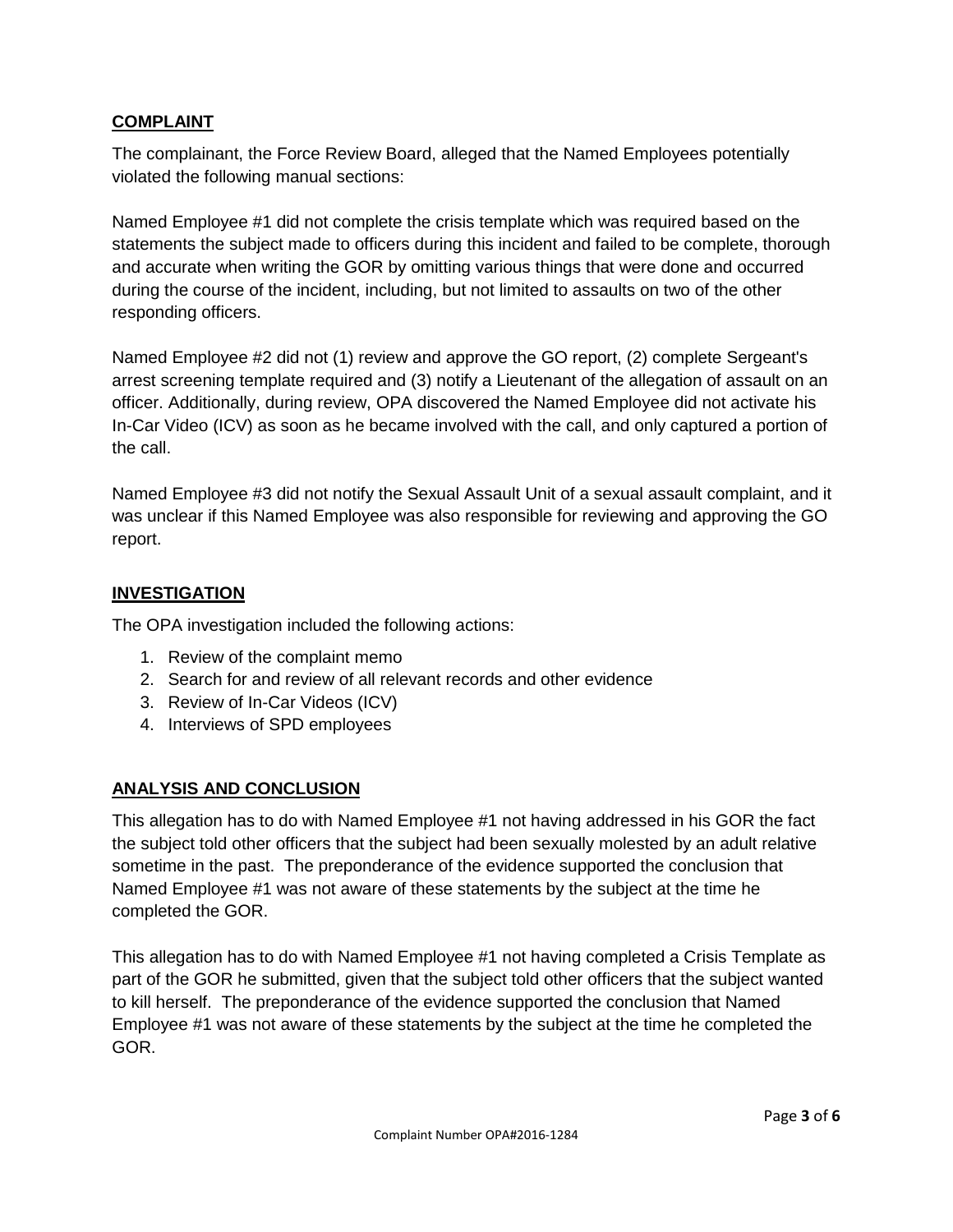## COMPLAINT

The complainant, the Force Review Board, alleged that the Named Employees potentially violated the following manual sections:

Named Employee #1 did not complete the crisis template which was required based on the statements the subject made to officers during this incident and failed to be complete, thorough and accurate when writing the GOR by omitting various things that were done and occurred during the course of the incident, including, but not limited to assaults on two of the other responding officers.

Named Employee #2 did not (1) review and approve the GO report, (2) complete Sergeant's arrest screening template required and (3) notify a Lieutenant of the allegation of assault on an officer. Additionally, during review, OPA discovered the Named Employee did not activate his In-Car Video (ICV) as soon as he became involved with the call, and only captured a portion of the call.

Named Employee #3 did not notify the Sexual Assault Unit of a sexual assault complaint, and it was unclear if this Named Employee was also responsible for reviewing and approving the GO report.

## INVESTIGATION

The OPA investigation included the following actions:

1. Review of the complaint memo
2. Search for and review of all relevant records and other evidence
3. Review of In-Car Videos (ICV)
4. Interviews of SPD employees

## ANALYSIS AND CONCLUSION

This allegation has to do with Named Employee #1 not having addressed in his GOR the fact the subject told other officers that the subject had been sexually molested by an adult relative sometime in the past. The preponderance of the evidence supported the conclusion that Named Employee #1 was not aware of these statements by the subject at the time he completed the GOR.

This allegation has to do with Named Employee #1 not having completed a Crisis Template as part of the GOR he submitted, given that the subject told other officers that the subject wanted to kill herself. The preponderance of the evidence supported the conclusion that Named Employee #1 was not aware of these statements by the subject at the time he completed the GOR.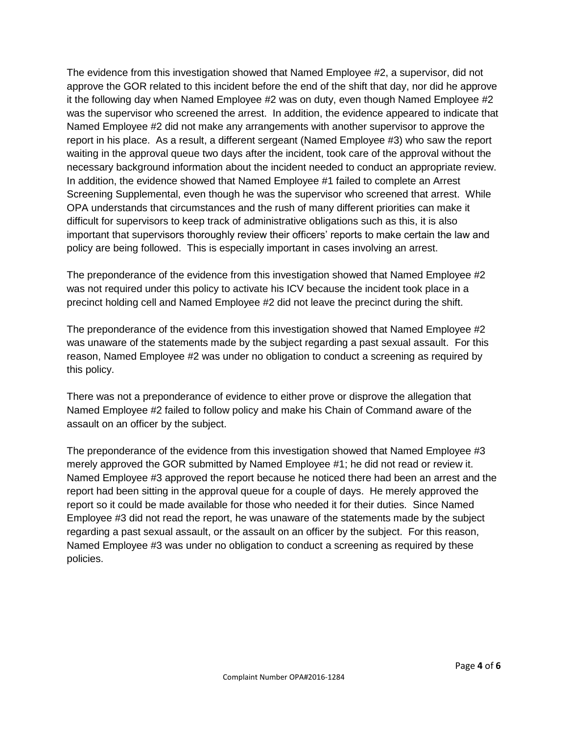The evidence from this investigation showed that Named Employee #2, a supervisor, did not approve the GOR related to this incident before the end of the shift that day, nor did he approve it the following day when Named Employee #2 was on duty, even though Named Employee #2 was the supervisor who screened the arrest. In addition, the evidence appeared to indicate that Named Employee #2 did not make any arrangements with another supervisor to approve the report in his place. As a result, a different sergeant (Named Employee #3) who saw the report waiting in the approval queue two days after the incident, took care of the approval without the necessary background information about the incident needed to conduct an appropriate review. In addition, the evidence showed that Named Employee #1 failed to complete an Arrest Screening Supplemental, even though he was the supervisor who screened that arrest. While OPA understands that circumstances and the rush of many different priorities can make it difficult for supervisors to keep track of administrative obligations such as this, it is also important that supervisors thoroughly review their officers' reports to make certain the law and policy are being followed. This is especially important in cases involving an arrest.

The preponderance of the evidence from this investigation showed that Named Employee #2 was not required under this policy to activate his ICV because the incident took place in a precinct holding cell and Named Employee #2 did not leave the precinct during the shift.

The preponderance of the evidence from this investigation showed that Named Employee #2 was unaware of the statements made by the subject regarding a past sexual assault. For this reason, Named Employee #2 was under no obligation to conduct a screening as required by this policy.

There was not a preponderance of evidence to either prove or disprove the allegation that Named Employee #2 failed to follow policy and make his Chain of Command aware of the assault on an officer by the subject.

The preponderance of the evidence from this investigation showed that Named Employee #3 merely approved the GOR submitted by Named Employee #1; he did not read or review it. Named Employee #3 approved the report because he noticed there had been an arrest and the report had been sitting in the approval queue for a couple of days. He merely approved the report so it could be made available for those who needed it for their duties. Since Named Employee #3 did not read the report, he was unaware of the statements made by the subject regarding a past sexual assault, or the assault on an officer by the subject. For this reason, Named Employee #3 was under no obligation to conduct a screening as required by these policies.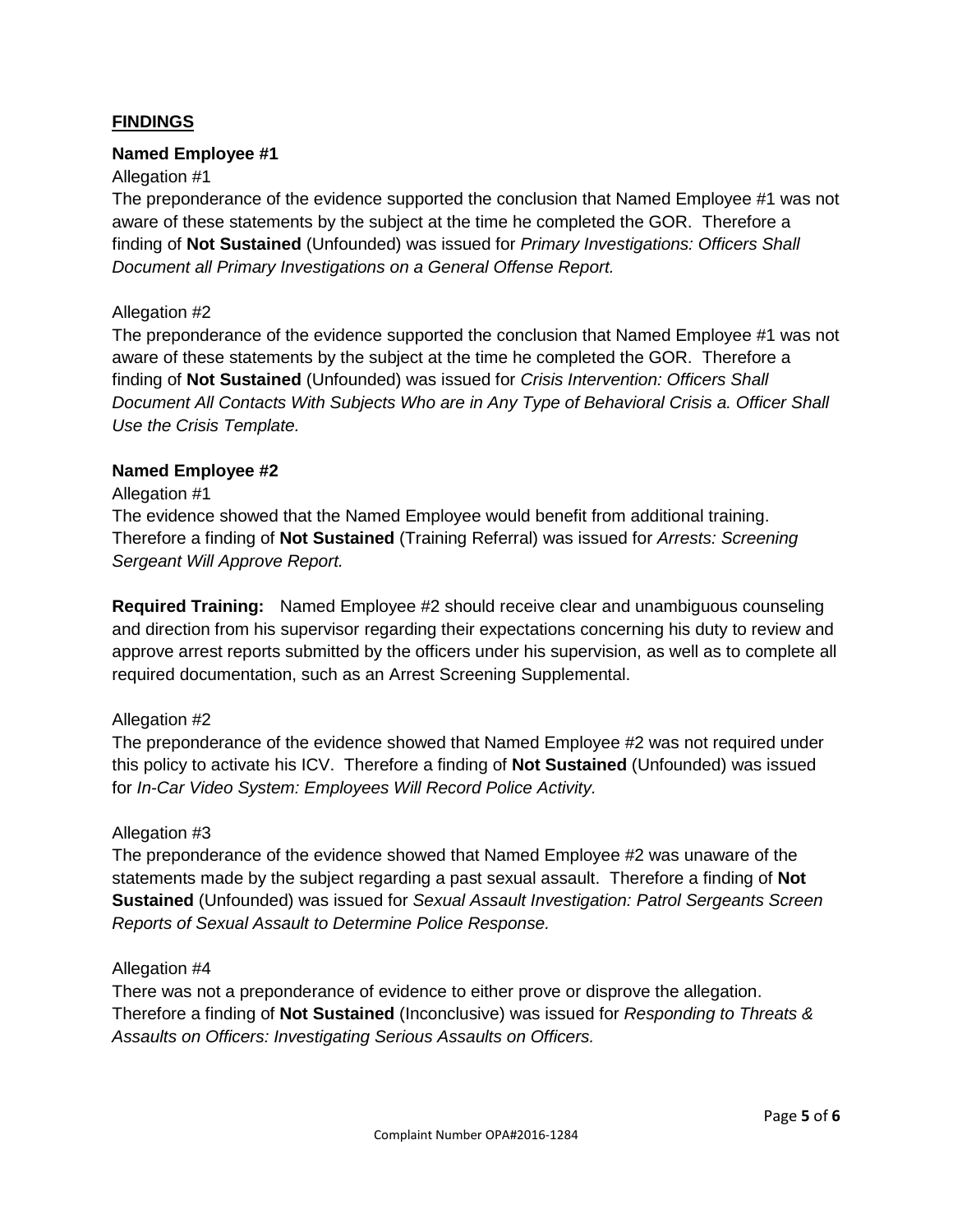## FINDINGS

### Named Employee #1

Allegation #1

The preponderance of the evidence supported the conclusion that Named Employee #1 was not aware of these statements by the subject at the time he completed the GOR. Therefore a finding of **Not Sustained** (Unfounded) was issued for *Primary Investigations: Officers Shall Document all Primary Investigations on a General Offense Report.*

Allegation #2

The preponderance of the evidence supported the conclusion that Named Employee #1 was not aware of these statements by the subject at the time he completed the GOR. Therefore a finding of **Not Sustained** (Unfounded) was issued for *Crisis Intervention: Officers Shall Document All Contacts With Subjects Who are in Any Type of Behavioral Crisis a. Officer Shall Use the Crisis Template.*

### Named Employee #2

Allegation #1

The evidence showed that the Named Employee would benefit from additional training. Therefore a finding of **Not Sustained** (Training Referral) was issued for *Arrests: Screening Sergeant Will Approve Report.*

**Required Training:** Named Employee #2 should receive clear and unambiguous counseling and direction from his supervisor regarding their expectations concerning his duty to review and approve arrest reports submitted by the officers under his supervision, as well as to complete all required documentation, such as an Arrest Screening Supplemental.

Allegation #2

The preponderance of the evidence showed that Named Employee #2 was not required under this policy to activate his ICV. Therefore a finding of **Not Sustained** (Unfounded) was issued for *In-Car Video System: Employees Will Record Police Activity.*

Allegation #3

The preponderance of the evidence showed that Named Employee #2 was unaware of the statements made by the subject regarding a past sexual assault. Therefore a finding of **Not Sustained** (Unfounded) was issued for *Sexual Assault Investigation: Patrol Sergeants Screen Reports of Sexual Assault to Determine Police Response.*

Allegation #4

There was not a preponderance of evidence to either prove or disprove the allegation. Therefore a finding of **Not Sustained** (Inconclusive) was issued for *Responding to Threats & Assaults on Officers: Investigating Serious Assaults on Officers.*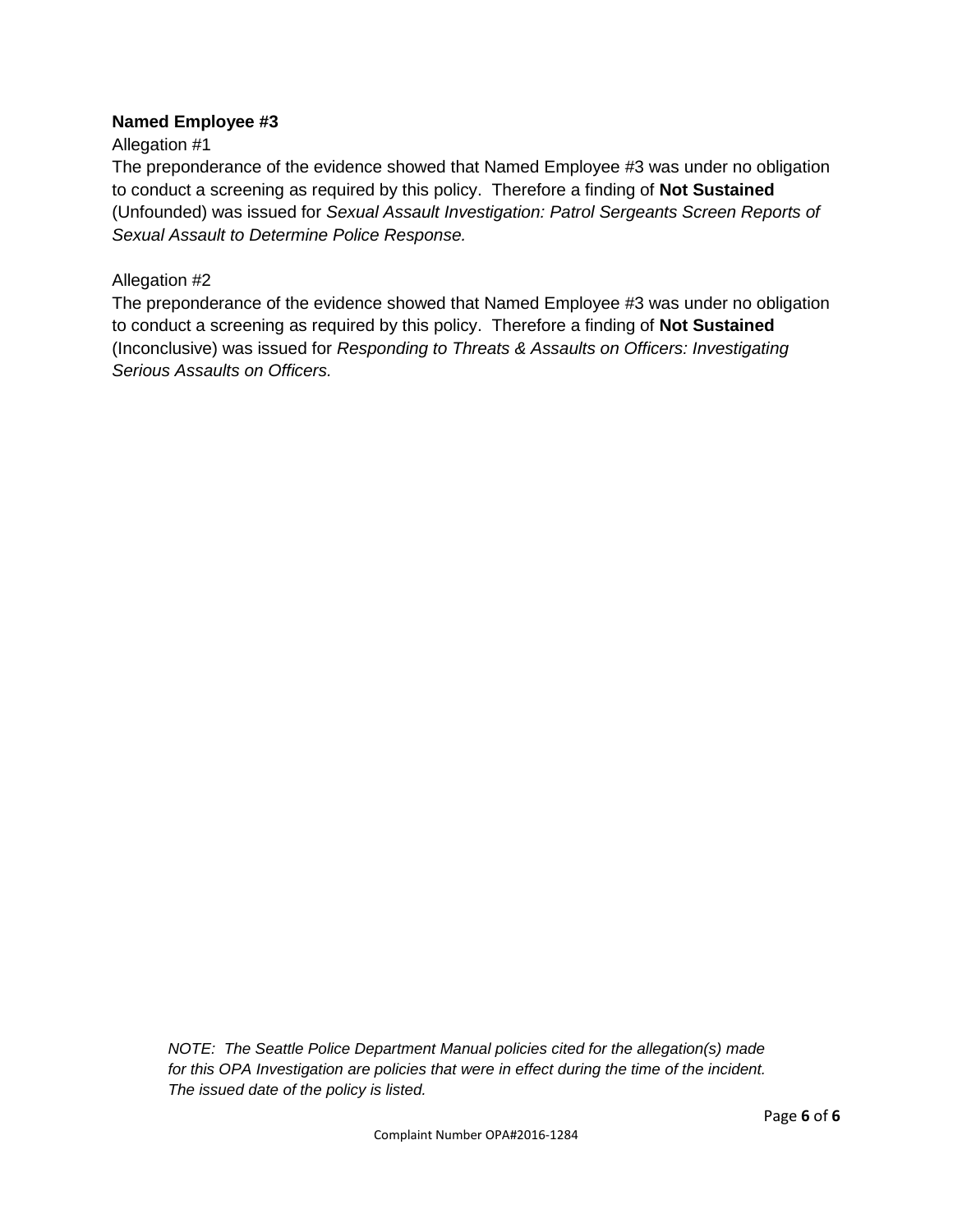**Named Employee #3**

Allegation #1

The preponderance of the evidence showed that Named Employee #3 was under no obligation to conduct a screening as required by this policy. Therefore a finding of **Not Sustained** (Unfounded) was issued for *Sexual Assault Investigation: Patrol Sergeants Screen Reports of Sexual Assault to Determine Police Response.*

Allegation #2

The preponderance of the evidence showed that Named Employee #3 was under no obligation to conduct a screening as required by this policy. Therefore a finding of **Not Sustained** (Inconclusive) was issued for *Responding to Threats & Assaults on Officers: Investigating Serious Assaults on Officers.*

*NOTE: The Seattle Police Department Manual policies cited for the allegation(s) made for this OPA Investigation are policies that were in effect during the time of the incident. The issued date of the policy is listed.*

Complaint Number OPA#2016-1284